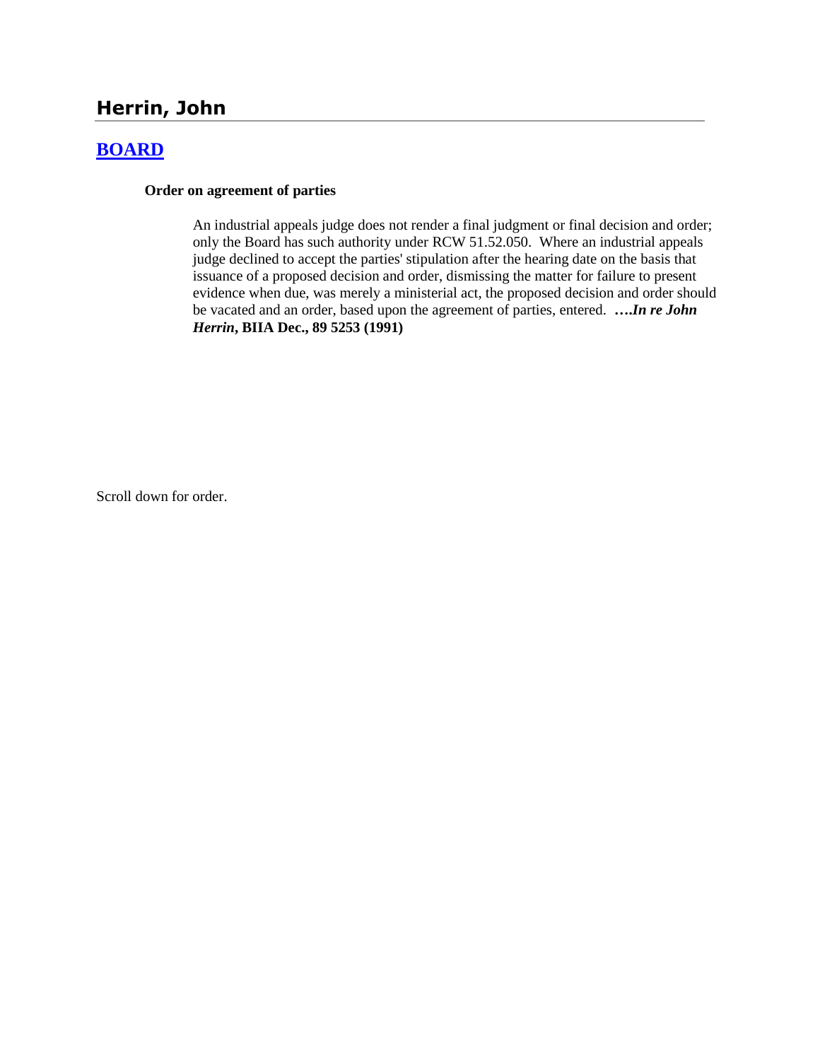## Herrin, John

## [BOARD]

**Order on agreement of parties**

An industrial appeals judge does not render a final judgment or final decision and order; only the Board has such authority under RCW 51.52.050. Where an industrial appeals judge declined to accept the parties' stipulation after the hearing date on the basis that issuance of a proposed decision and order, dismissing the matter for failure to present evidence when due, was merely a ministerial act, the proposed decision and order should be vacated and an order, based upon the agreement of parties, entered. ***….In re John Herrin*, BIIA Dec., 89 5253 (1991)**

Scroll down for order.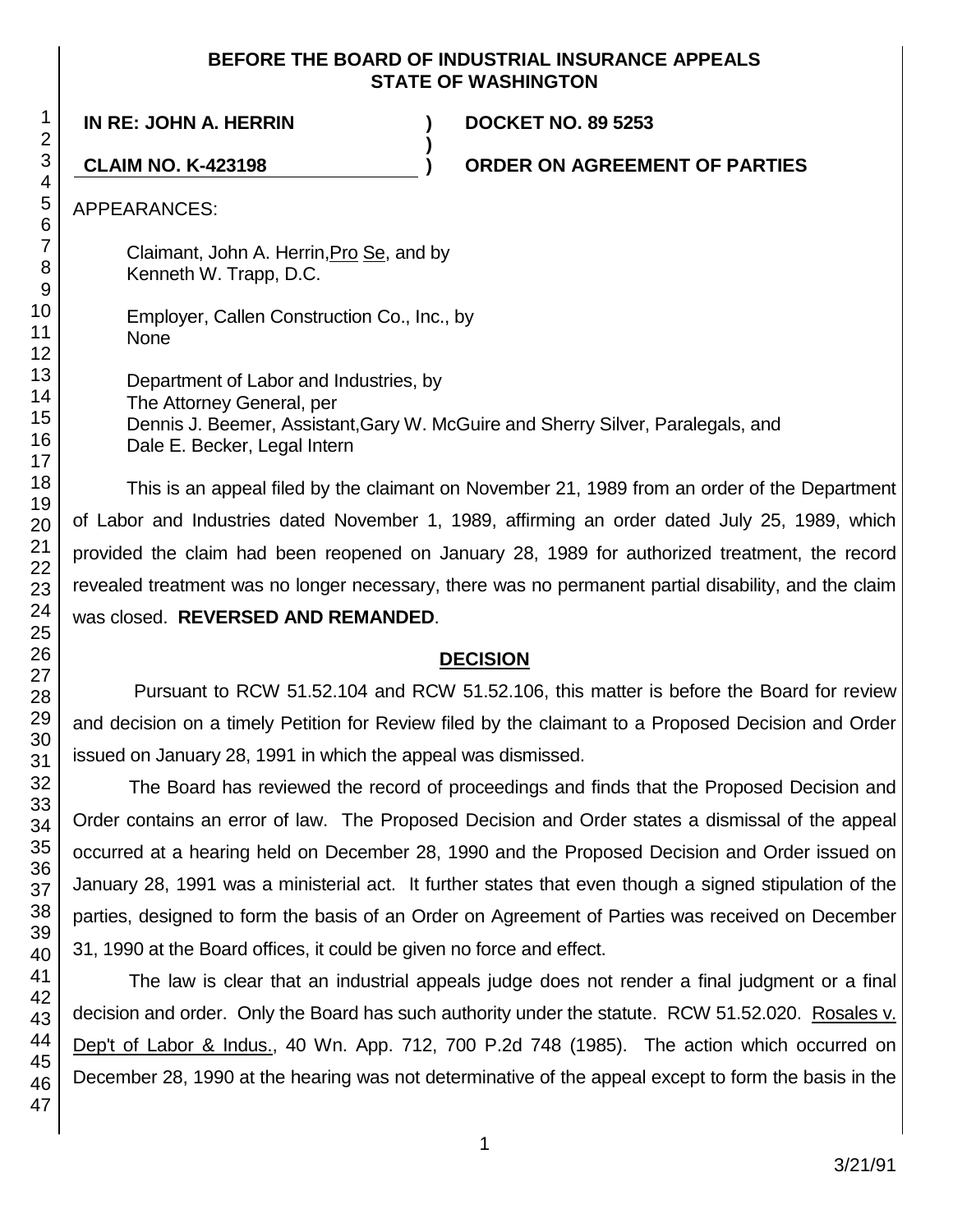**BEFORE THE BOARD OF INDUSTRIAL INSURANCE APPEALS**
**STATE OF WASHINGTON**

**IN RE: JOHN A. HERRIN** ) **DOCKET NO. 89 5253**
)
**CLAIM NO. K-423198** ) **ORDER ON AGREEMENT OF PARTIES**

APPEARANCES:

Claimant, John A. Herrin, Pro Se, and by
Kenneth W. Trapp, D.C.

Employer, Callen Construction Co., Inc., by
None

Department of Labor and Industries, by
The Attorney General, per
Dennis J. Beemer, Assistant, Gary W. McGuire and Sherry Silver, Paralegals, and
Dale E. Becker, Legal Intern

This is an appeal filed by the claimant on November 21, 1989 from an order of the Department of Labor and Industries dated November 1, 1989, affirming an order dated July 25, 1989, which provided the claim had been reopened on January 28, 1989 for authorized treatment, the record revealed treatment was no longer necessary, there was no permanent partial disability, and the claim was closed. **REVERSED AND REMANDED**.

## DECISION

Pursuant to RCW 51.52.104 and RCW 51.52.106, this matter is before the Board for review and decision on a timely Petition for Review filed by the claimant to a Proposed Decision and Order issued on January 28, 1991 in which the appeal was dismissed.

The Board has reviewed the record of proceedings and finds that the Proposed Decision and Order contains an error of law. The Proposed Decision and Order states a dismissal of the appeal occurred at a hearing held on December 28, 1990 and the Proposed Decision and Order issued on January 28, 1991 was a ministerial act. It further states that even though a signed stipulation of the parties, designed to form the basis of an Order on Agreement of Parties was received on December 31, 1990 at the Board offices, it could be given no force and effect.

The law is clear that an industrial appeals judge does not render a final judgment or a final decision and order. Only the Board has such authority under the statute. RCW 51.52.020. Rosales v. Dep't of Labor & Indus., 40 Wn. App. 712, 700 P.2d 748 (1985). The action which occurred on December 28, 1990 at the hearing was not determinative of the appeal except to form the basis in the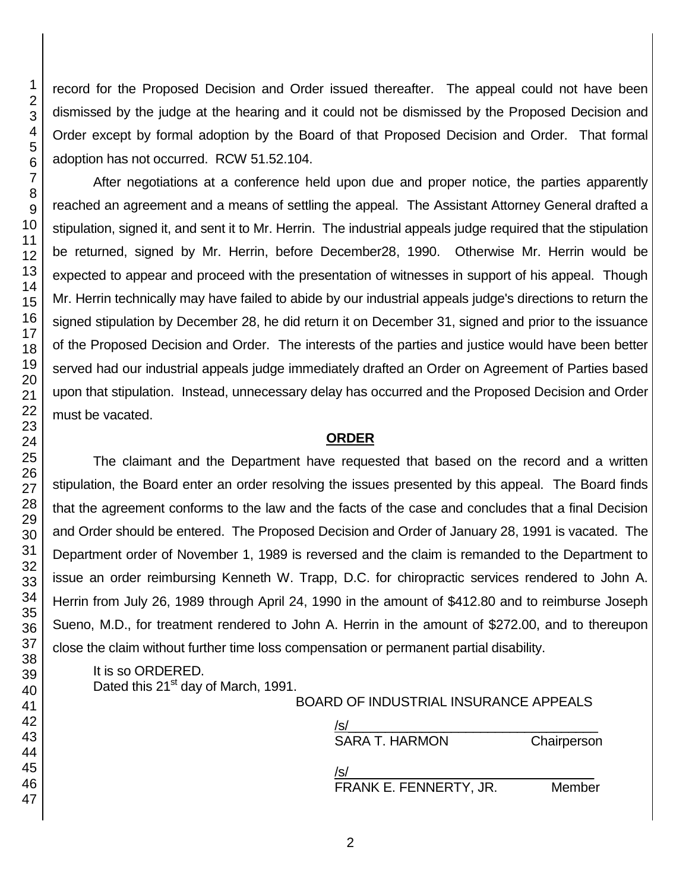record for the Proposed Decision and Order issued thereafter. The appeal could not have been dismissed by the judge at the hearing and it could not be dismissed by the Proposed Decision and Order except by formal adoption by the Board of that Proposed Decision and Order. That formal adoption has not occurred. RCW 51.52.104.

After negotiations at a conference held upon due and proper notice, the parties apparently reached an agreement and a means of settling the appeal. The Assistant Attorney General drafted a stipulation, signed it, and sent it to Mr. Herrin. The industrial appeals judge required that the stipulation be returned, signed by Mr. Herrin, before December28, 1990. Otherwise Mr. Herrin would be expected to appear and proceed with the presentation of witnesses in support of his appeal. Though Mr. Herrin technically may have failed to abide by our industrial appeals judge's directions to return the signed stipulation by December 28, he did return it on December 31, signed and prior to the issuance of the Proposed Decision and Order. The interests of the parties and justice would have been better served had our industrial appeals judge immediately drafted an Order on Agreement of Parties based upon that stipulation. Instead, unnecessary delay has occurred and the Proposed Decision and Order must be vacated.

## ORDER

The claimant and the Department have requested that based on the record and a written stipulation, the Board enter an order resolving the issues presented by this appeal. The Board finds that the agreement conforms to the law and the facts of the case and concludes that a final Decision and Order should be entered. The Proposed Decision and Order of January 28, 1991 is vacated. The Department order of November 1, 1989 is reversed and the claim is remanded to the Department to issue an order reimbursing Kenneth W. Trapp, D.C. for chiropractic services rendered to John A. Herrin from July 26, 1989 through April 24, 1990 in the amount of $412.80 and to reimburse Joseph Sueno, M.D., for treatment rendered to John A. Herrin in the amount of $272.00, and to thereupon close the claim without further time loss compensation or permanent partial disability.

It is so ORDERED.

Dated this 21st day of March, 1991.

BOARD OF INDUSTRIAL INSURANCE APPEALS

/s/
SARA T. HARMON Chairperson

/s/
FRANK E. FENNERTY, JR. Member